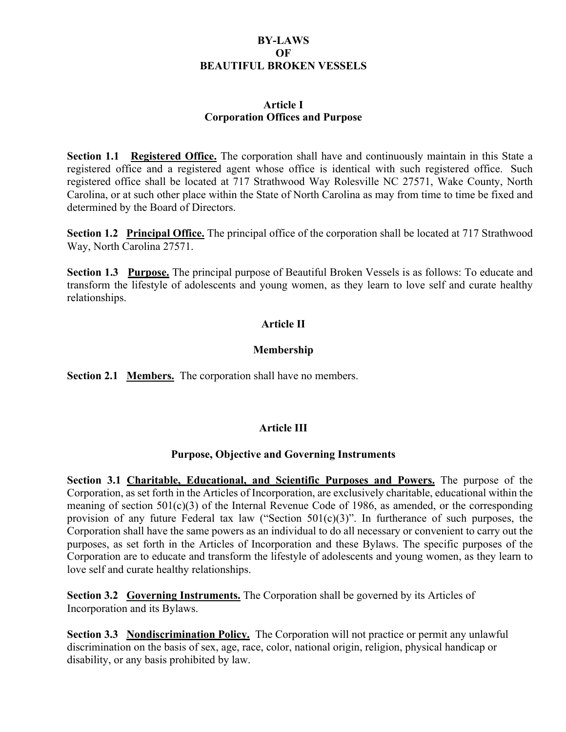# BY-LAWS
# OF
# BEAUTIFUL BROKEN VESSELS

## Article I
## Corporation Offices and Purpose

**Section 1.1 <u>Registered Office.</u>** The corporation shall have and continuously maintain in this State a registered office and a registered agent whose office is identical with such registered office. Such registered office shall be located at 717 Strathwood Way Rolesville NC 27571, Wake County, North Carolina, or at such other place within the State of North Carolina as may from time to time be fixed and determined by the Board of Directors.

**Section 1.2 <u>Principal Office.</u>** The principal office of the corporation shall be located at 717 Strathwood Way, North Carolina 27571.

**Section 1.3 <u>Purpose.</u>** The principal purpose of Beautiful Broken Vessels is as follows: To educate and transform the lifestyle of adolescents and young women, as they learn to love self and curate healthy relationships.

## Article II

## Membership

**Section 2.1 <u>Members.</u>** The corporation shall have no members.

## Article III

## Purpose, Objective and Governing Instruments

**Section 3.1 <u>Charitable, Educational, and Scientific Purposes and Powers.</u>** The purpose of the Corporation, as set forth in the Articles of Incorporation, are exclusively charitable, educational within the meaning of section 501(c)(3) of the Internal Revenue Code of 1986, as amended, or the corresponding provision of any future Federal tax law ("Section 501(c)(3)". In furtherance of such purposes, the Corporation shall have the same powers as an individual to do all necessary or convenient to carry out the purposes, as set forth in the Articles of Incorporation and these Bylaws. The specific purposes of the Corporation are to educate and transform the lifestyle of adolescents and young women, as they learn to love self and curate healthy relationships.

**Section 3.2 <u>Governing Instruments.</u>** The Corporation shall be governed by its Articles of Incorporation and its Bylaws.

**Section 3.3 <u>Nondiscrimination Policy.</u>** The Corporation will not practice or permit any unlawful discrimination on the basis of sex, age, race, color, national origin, religion, physical handicap or disability, or any basis prohibited by law.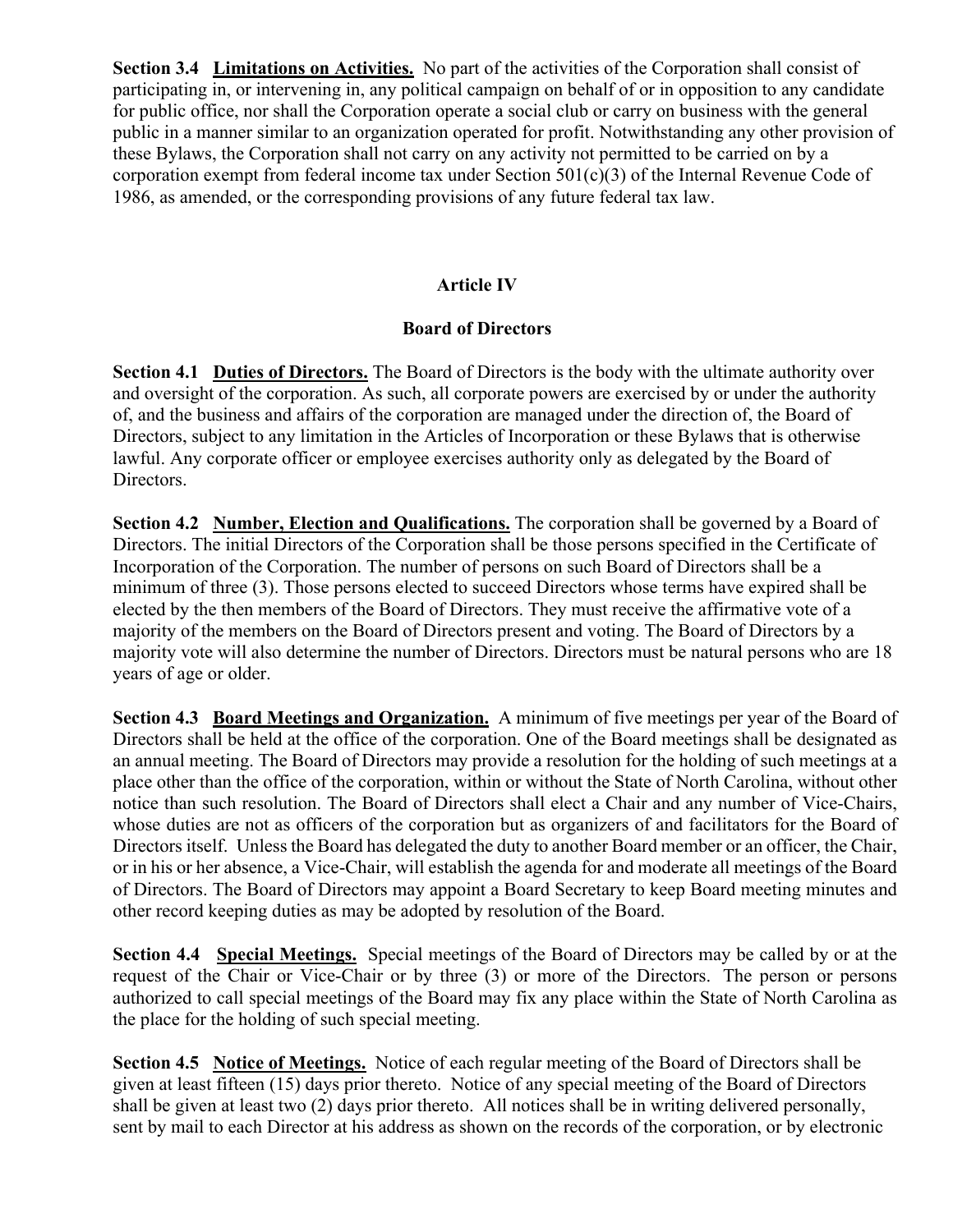**Section 3.4 <u>Limitations on Activities.</u>** No part of the activities of the Corporation shall consist of participating in, or intervening in, any political campaign on behalf of or in opposition to any candidate for public office, nor shall the Corporation operate a social club or carry on business with the general public in a manner similar to an organization operated for profit. Notwithstanding any other provision of these Bylaws, the Corporation shall not carry on any activity not permitted to be carried on by a corporation exempt from federal income tax under Section 501(c)(3) of the Internal Revenue Code of 1986, as amended, or the corresponding provisions of any future federal tax law.

## Article IV

## Board of Directors

**Section 4.1 <u>Duties of Directors.</u>** The Board of Directors is the body with the ultimate authority over and oversight of the corporation. As such, all corporate powers are exercised by or under the authority of, and the business and affairs of the corporation are managed under the direction of, the Board of Directors, subject to any limitation in the Articles of Incorporation or these Bylaws that is otherwise lawful. Any corporate officer or employee exercises authority only as delegated by the Board of Directors.

**Section 4.2 <u>Number, Election and Qualifications.</u>** The corporation shall be governed by a Board of Directors. The initial Directors of the Corporation shall be those persons specified in the Certificate of Incorporation of the Corporation. The number of persons on such Board of Directors shall be a minimum of three (3). Those persons elected to succeed Directors whose terms have expired shall be elected by the then members of the Board of Directors. They must receive the affirmative vote of a majority of the members on the Board of Directors present and voting. The Board of Directors by a majority vote will also determine the number of Directors. Directors must be natural persons who are 18 years of age or older.

**Section 4.3 <u>Board Meetings and Organization.</u>** A minimum of five meetings per year of the Board of Directors shall be held at the office of the corporation. One of the Board meetings shall be designated as an annual meeting. The Board of Directors may provide a resolution for the holding of such meetings at a place other than the office of the corporation, within or without the State of North Carolina, without other notice than such resolution. The Board of Directors shall elect a Chair and any number of Vice-Chairs, whose duties are not as officers of the corporation but as organizers of and facilitators for the Board of Directors itself. Unless the Board has delegated the duty to another Board member or an officer, the Chair, or in his or her absence, a Vice-Chair, will establish the agenda for and moderate all meetings of the Board of Directors. The Board of Directors may appoint a Board Secretary to keep Board meeting minutes and other record keeping duties as may be adopted by resolution of the Board.

**Section 4.4 <u>Special Meetings.</u>** Special meetings of the Board of Directors may be called by or at the request of the Chair or Vice-Chair or by three (3) or more of the Directors. The person or persons authorized to call special meetings of the Board may fix any place within the State of North Carolina as the place for the holding of such special meeting.

**Section 4.5 <u>Notice of Meetings.</u>** Notice of each regular meeting of the Board of Directors shall be given at least fifteen (15) days prior thereto. Notice of any special meeting of the Board of Directors shall be given at least two (2) days prior thereto. All notices shall be in writing delivered personally, sent by mail to each Director at his address as shown on the records of the corporation, or by electronic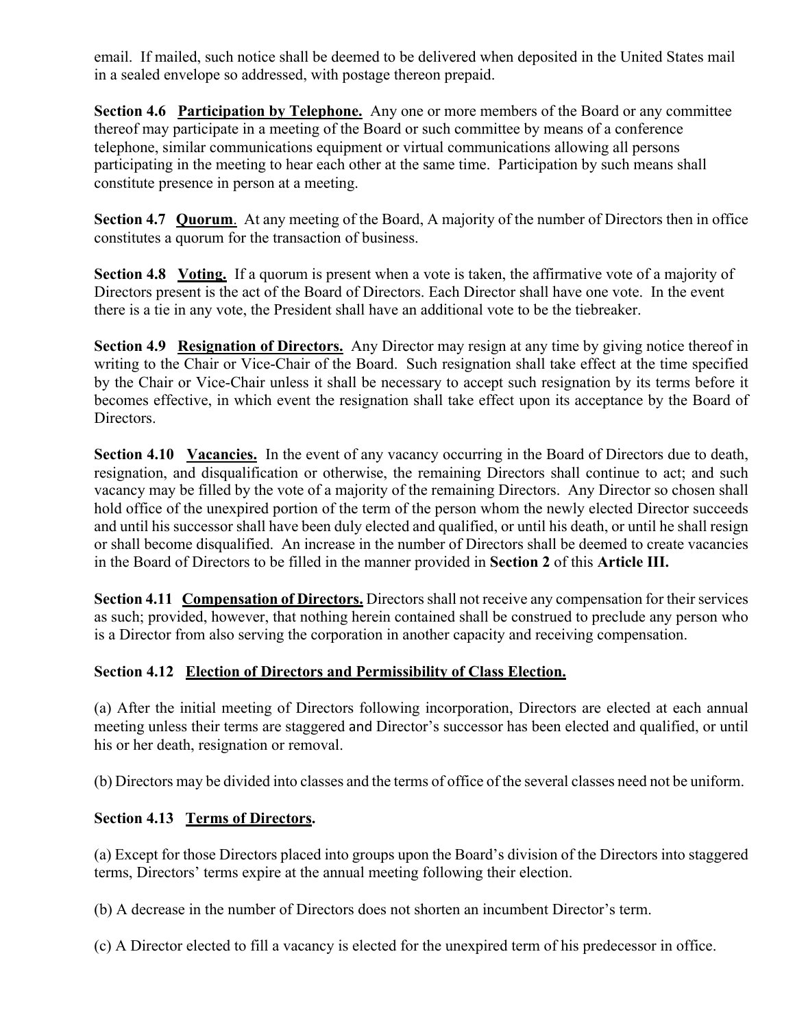email. If mailed, such notice shall be deemed to be delivered when deposited in the United States mail in a sealed envelope so addressed, with postage thereon prepaid.

**Section 4.6 Participation by Telephone.** Any one or more members of the Board or any committee thereof may participate in a meeting of the Board or such committee by means of a conference telephone, similar communications equipment or virtual communications allowing all persons participating in the meeting to hear each other at the same time. Participation by such means shall constitute presence in person at a meeting.

**Section 4.7 Quorum**. At any meeting of the Board, A majority of the number of Directors then in office constitutes a quorum for the transaction of business.

**Section 4.8 Voting.** If a quorum is present when a vote is taken, the affirmative vote of a majority of Directors present is the act of the Board of Directors. Each Director shall have one vote. In the event there is a tie in any vote, the President shall have an additional vote to be the tiebreaker.

**Section 4.9 Resignation of Directors.** Any Director may resign at any time by giving notice thereof in writing to the Chair or Vice-Chair of the Board. Such resignation shall take effect at the time specified by the Chair or Vice-Chair unless it shall be necessary to accept such resignation by its terms before it becomes effective, in which event the resignation shall take effect upon its acceptance by the Board of Directors.

**Section 4.10 Vacancies.** In the event of any vacancy occurring in the Board of Directors due to death, resignation, and disqualification or otherwise, the remaining Directors shall continue to act; and such vacancy may be filled by the vote of a majority of the remaining Directors. Any Director so chosen shall hold office of the unexpired portion of the term of the person whom the newly elected Director succeeds and until his successor shall have been duly elected and qualified, or until his death, or until he shall resign or shall become disqualified. An increase in the number of Directors shall be deemed to create vacancies in the Board of Directors to be filled in the manner provided in **Section 2** of this **Article III.**

**Section 4.11 Compensation of Directors.** Directors shall not receive any compensation for their services as such; provided, however, that nothing herein contained shall be construed to preclude any person who is a Director from also serving the corporation in another capacity and receiving compensation.

**Section 4.12 Election of Directors and Permissibility of Class Election.**

(a) After the initial meeting of Directors following incorporation, Directors are elected at each annual meeting unless their terms are staggered and Director's successor has been elected and qualified, or until his or her death, resignation or removal.

(b) Directors may be divided into classes and the terms of office of the several classes need not be uniform.

**Section 4.13 Terms of Directors.**

(a) Except for those Directors placed into groups upon the Board's division of the Directors into staggered terms, Directors' terms expire at the annual meeting following their election.

(b) A decrease in the number of Directors does not shorten an incumbent Director's term.

(c) A Director elected to fill a vacancy is elected for the unexpired term of his predecessor in office.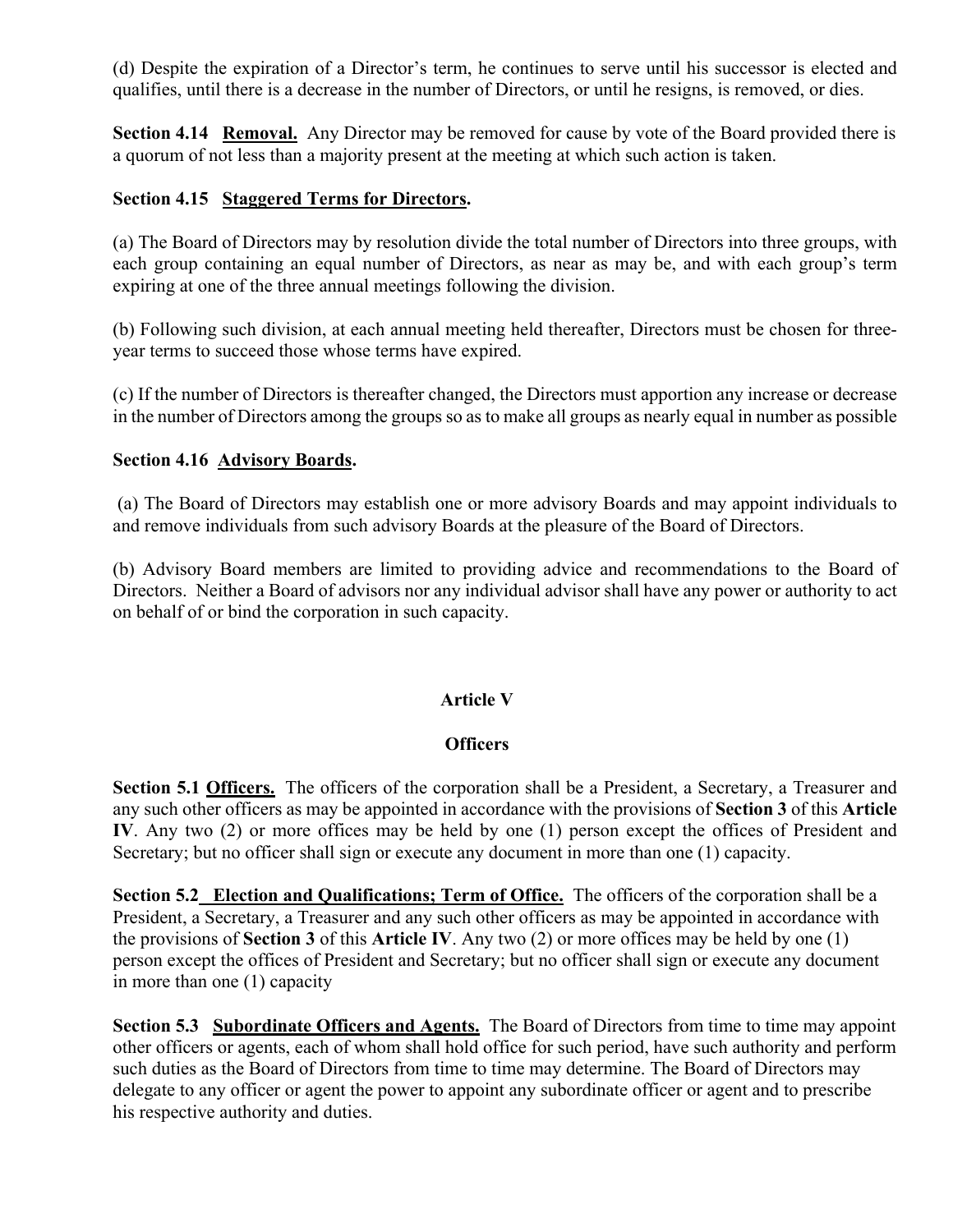(d) Despite the expiration of a Director's term, he continues to serve until his successor is elected and qualifies, until there is a decrease in the number of Directors, or until he resigns, is removed, or dies.

**Section 4.14 Removal.** Any Director may be removed for cause by vote of the Board provided there is a quorum of not less than a majority present at the meeting at which such action is taken.

**Section 4.15 Staggered Terms for Directors.**

(a) The Board of Directors may by resolution divide the total number of Directors into three groups, with each group containing an equal number of Directors, as near as may be, and with each group's term expiring at one of the three annual meetings following the division.

(b) Following such division, at each annual meeting held thereafter, Directors must be chosen for three-year terms to succeed those whose terms have expired.

(c) If the number of Directors is thereafter changed, the Directors must apportion any increase or decrease in the number of Directors among the groups so as to make all groups as nearly equal in number as possible

**Section 4.16 Advisory Boards.**

(a) The Board of Directors may establish one or more advisory Boards and may appoint individuals to and remove individuals from such advisory Boards at the pleasure of the Board of Directors.

(b) Advisory Board members are limited to providing advice and recommendations to the Board of Directors. Neither a Board of advisors nor any individual advisor shall have any power or authority to act on behalf of or bind the corporation in such capacity.

## Article V

## Officers

**Section 5.1 Officers.** The officers of the corporation shall be a President, a Secretary, a Treasurer and any such other officers as may be appointed in accordance with the provisions of **Section 3** of this **Article IV**. Any two (2) or more offices may be held by one (1) person except the offices of President and Secretary; but no officer shall sign or execute any document in more than one (1) capacity.

**Section 5.2 Election and Qualifications; Term of Office.** The officers of the corporation shall be a President, a Secretary, a Treasurer and any such other officers as may be appointed in accordance with the provisions of **Section 3** of this **Article IV**. Any two (2) or more offices may be held by one (1) person except the offices of President and Secretary; but no officer shall sign or execute any document in more than one (1) capacity

**Section 5.3 Subordinate Officers and Agents.** The Board of Directors from time to time may appoint other officers or agents, each of whom shall hold office for such period, have such authority and perform such duties as the Board of Directors from time to time may determine. The Board of Directors may delegate to any officer or agent the power to appoint any subordinate officer or agent and to prescribe his respective authority and duties.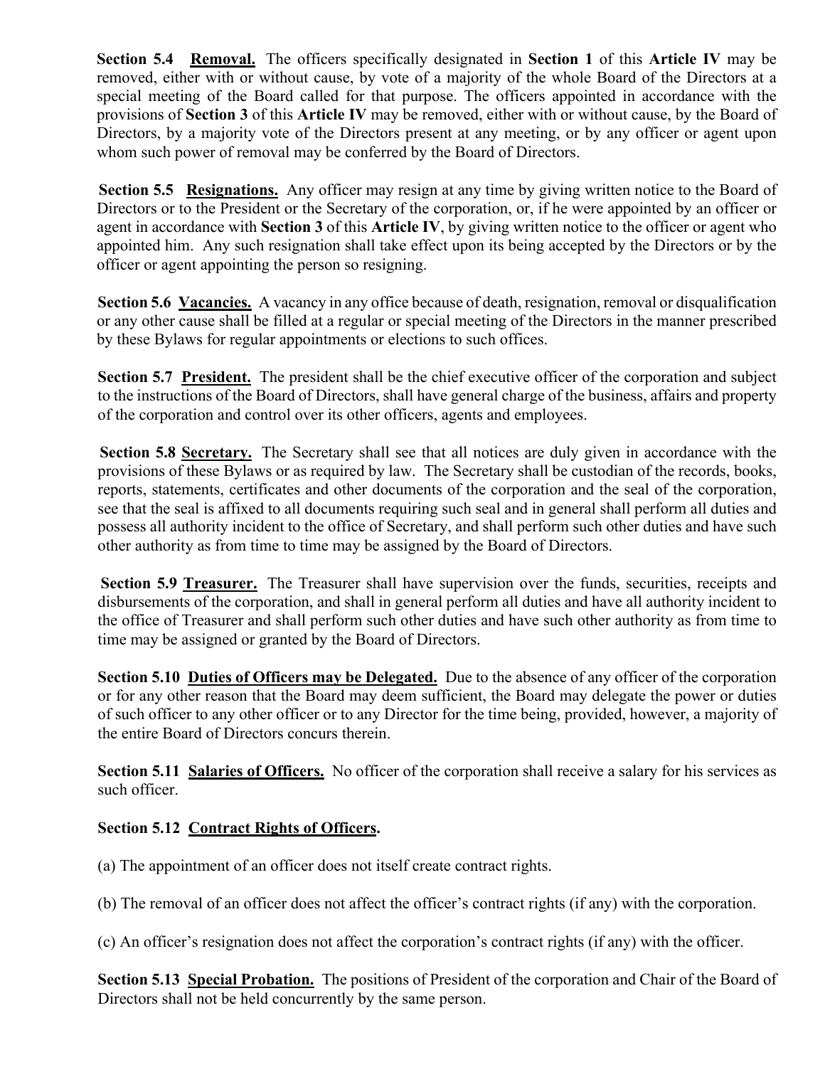**Section 5.4 <u>Removal.</u>** The officers specifically designated in **Section 1** of this **Article IV** may be removed, either with or without cause, by vote of a majority of the whole Board of the Directors at a special meeting of the Board called for that purpose. The officers appointed in accordance with the provisions of **Section 3** of this **Article IV** may be removed, either with or without cause, by the Board of Directors, by a majority vote of the Directors present at any meeting, or by any officer or agent upon whom such power of removal may be conferred by the Board of Directors.

**Section 5.5 <u>Resignations.</u>** Any officer may resign at any time by giving written notice to the Board of Directors or to the President or the Secretary of the corporation, or, if he were appointed by an officer or agent in accordance with **Section 3** of this **Article IV**, by giving written notice to the officer or agent who appointed him. Any such resignation shall take effect upon its being accepted by the Directors or by the officer or agent appointing the person so resigning.

**Section 5.6 <u>Vacancies.</u>** A vacancy in any office because of death, resignation, removal or disqualification or any other cause shall be filled at a regular or special meeting of the Directors in the manner prescribed by these Bylaws for regular appointments or elections to such offices.

**Section 5.7 <u>President.</u>** The president shall be the chief executive officer of the corporation and subject to the instructions of the Board of Directors, shall have general charge of the business, affairs and property of the corporation and control over its other officers, agents and employees.

**Section 5.8 <u>Secretary.</u>** The Secretary shall see that all notices are duly given in accordance with the provisions of these Bylaws or as required by law. The Secretary shall be custodian of the records, books, reports, statements, certificates and other documents of the corporation and the seal of the corporation, see that the seal is affixed to all documents requiring such seal and in general shall perform all duties and possess all authority incident to the office of Secretary, and shall perform such other duties and have such other authority as from time to time may be assigned by the Board of Directors.

**Section 5.9 <u>Treasurer.</u>** The Treasurer shall have supervision over the funds, securities, receipts and disbursements of the corporation, and shall in general perform all duties and have all authority incident to the office of Treasurer and shall perform such other duties and have such other authority as from time to time may be assigned or granted by the Board of Directors.

**Section 5.10 <u>Duties of Officers may be Delegated.</u>** Due to the absence of any officer of the corporation or for any other reason that the Board may deem sufficient, the Board may delegate the power or duties of such officer to any other officer or to any Director for the time being, provided, however, a majority of the entire Board of Directors concurs therein.

**Section 5.11 <u>Salaries of Officers.</u>** No officer of the corporation shall receive a salary for his services as such officer.

**Section 5.12 <u>Contract Rights of Officers</u>.**

(a) The appointment of an officer does not itself create contract rights.

(b) The removal of an officer does not affect the officer's contract rights (if any) with the corporation.

(c) An officer's resignation does not affect the corporation's contract rights (if any) with the officer.

**Section 5.13 <u>Special Probation.</u>** The positions of President of the corporation and Chair of the Board of Directors shall not be held concurrently by the same person.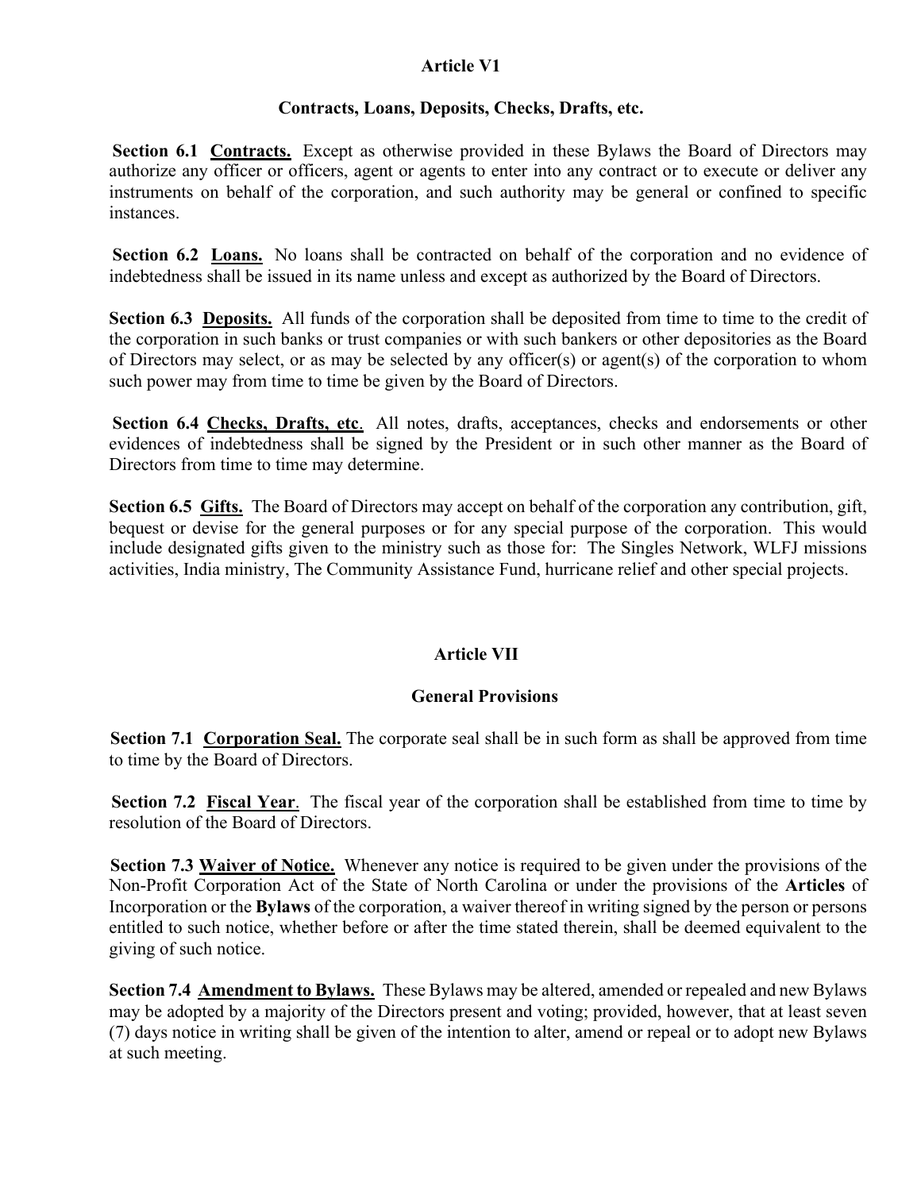## Article V1

### Contracts, Loans, Deposits, Checks, Drafts, etc.

**Section 6.1 Contracts.** Except as otherwise provided in these Bylaws the Board of Directors may authorize any officer or officers, agent or agents to enter into any contract or to execute or deliver any instruments on behalf of the corporation, and such authority may be general or confined to specific instances.

**Section 6.2 Loans.** No loans shall be contracted on behalf of the corporation and no evidence of indebtedness shall be issued in its name unless and except as authorized by the Board of Directors.

**Section 6.3 Deposits.** All funds of the corporation shall be deposited from time to time to the credit of the corporation in such banks or trust companies or with such bankers or other depositories as the Board of Directors may select, or as may be selected by any officer(s) or agent(s) of the corporation to whom such power may from time to time be given by the Board of Directors.

**Section 6.4 Checks, Drafts, etc**. All notes, drafts, acceptances, checks and endorsements or other evidences of indebtedness shall be signed by the President or in such other manner as the Board of Directors from time to time may determine.

**Section 6.5 Gifts.** The Board of Directors may accept on behalf of the corporation any contribution, gift, bequest or devise for the general purposes or for any special purpose of the corporation. This would include designated gifts given to the ministry such as those for: The Singles Network, WLFJ missions activities, India ministry, The Community Assistance Fund, hurricane relief and other special projects.

## Article VII

### General Provisions

**Section 7.1 Corporation Seal.** The corporate seal shall be in such form as shall be approved from time to time by the Board of Directors.

**Section 7.2 Fiscal Year**. The fiscal year of the corporation shall be established from time to time by resolution of the Board of Directors.

**Section 7.3 Waiver of Notice.** Whenever any notice is required to be given under the provisions of the Non-Profit Corporation Act of the State of North Carolina or under the provisions of the **Articles** of Incorporation or the **Bylaws** of the corporation, a waiver thereof in writing signed by the person or persons entitled to such notice, whether before or after the time stated therein, shall be deemed equivalent to the giving of such notice.

**Section 7.4 Amendment to Bylaws.** These Bylaws may be altered, amended or repealed and new Bylaws may be adopted by a majority of the Directors present and voting; provided, however, that at least seven (7) days notice in writing shall be given of the intention to alter, amend or repeal or to adopt new Bylaws at such meeting.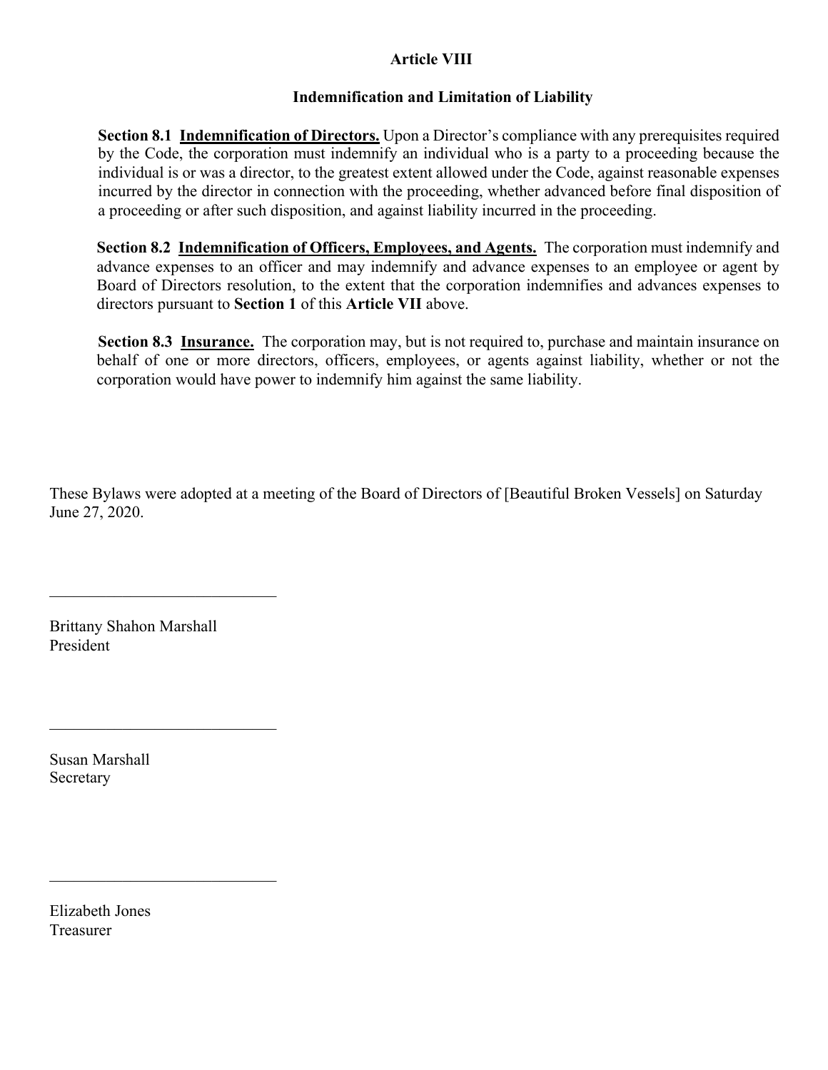## Article VIII

### Indemnification and Limitation of Liability

**Section 8.1 <u>Indemnification of Directors.</u>** Upon a Director's compliance with any prerequisites required by the Code, the corporation must indemnify an individual who is a party to a proceeding because the individual is or was a director, to the greatest extent allowed under the Code, against reasonable expenses incurred by the director in connection with the proceeding, whether advanced before final disposition of a proceeding or after such disposition, and against liability incurred in the proceeding.

**Section 8.2 <u>Indemnification of Officers, Employees, and Agents.</u>** The corporation must indemnify and advance expenses to an officer and may indemnify and advance expenses to an employee or agent by Board of Directors resolution, to the extent that the corporation indemnifies and advances expenses to directors pursuant to **Section 1** of this **Article VII** above.

**Section 8.3 <u>Insurance.</u>** The corporation may, but is not required to, purchase and maintain insurance on behalf of one or more directors, officers, employees, or agents against liability, whether or not the corporation would have power to indemnify him against the same liability.

These Bylaws were adopted at a meeting of the Board of Directors of [Beautiful Broken Vessels] on Saturday June 27, 2020.

\_\_\_\_\_\_\_\_\_\_\_\_\_\_\_\_\_\_\_\_\_\_\_\_\_\_\_\_

Brittany Shahon Marshall
President

\_\_\_\_\_\_\_\_\_\_\_\_\_\_\_\_\_\_\_\_\_\_\_\_\_\_\_\_

Susan Marshall
Secretary

\_\_\_\_\_\_\_\_\_\_\_\_\_\_\_\_\_\_\_\_\_\_\_\_\_\_\_\_

Elizabeth Jones
Treasurer